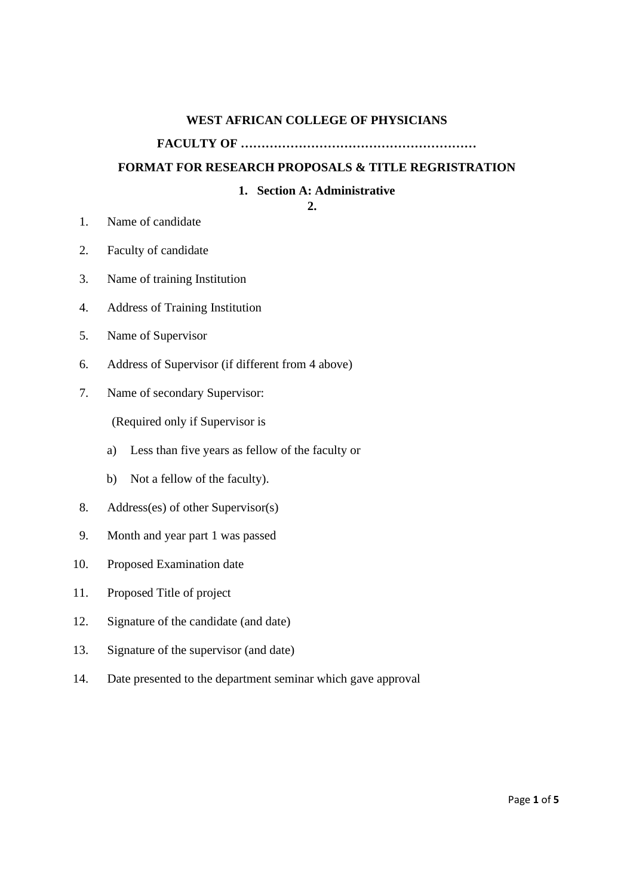**WEST AFRICAN COLLEGE OF PHYSICIANS**

**FACULTY OF …………………………………………………**

**FORMAT FOR RESEARCH PROPOSALS & TITLE REGRISTRATION**

1. **Section A: Administrative**
2. 

1. Name of candidate
2. Faculty of candidate
3. Name of training Institution
4. Address of Training Institution
5. Name of Supervisor
6. Address of Supervisor (if different from 4 above)
7. Name of secondary Supervisor:

   (Required only if Supervisor is

   a) Less than five years as fellow of the faculty or

   b) Not a fellow of the faculty).
8. Address(es) of other Supervisor(s)
9. Month and year part 1 was passed
10. Proposed Examination date
11. Proposed Title of project
12. Signature of the candidate (and date)
13. Signature of the supervisor (and date)
14. Date presented to the department seminar which gave approval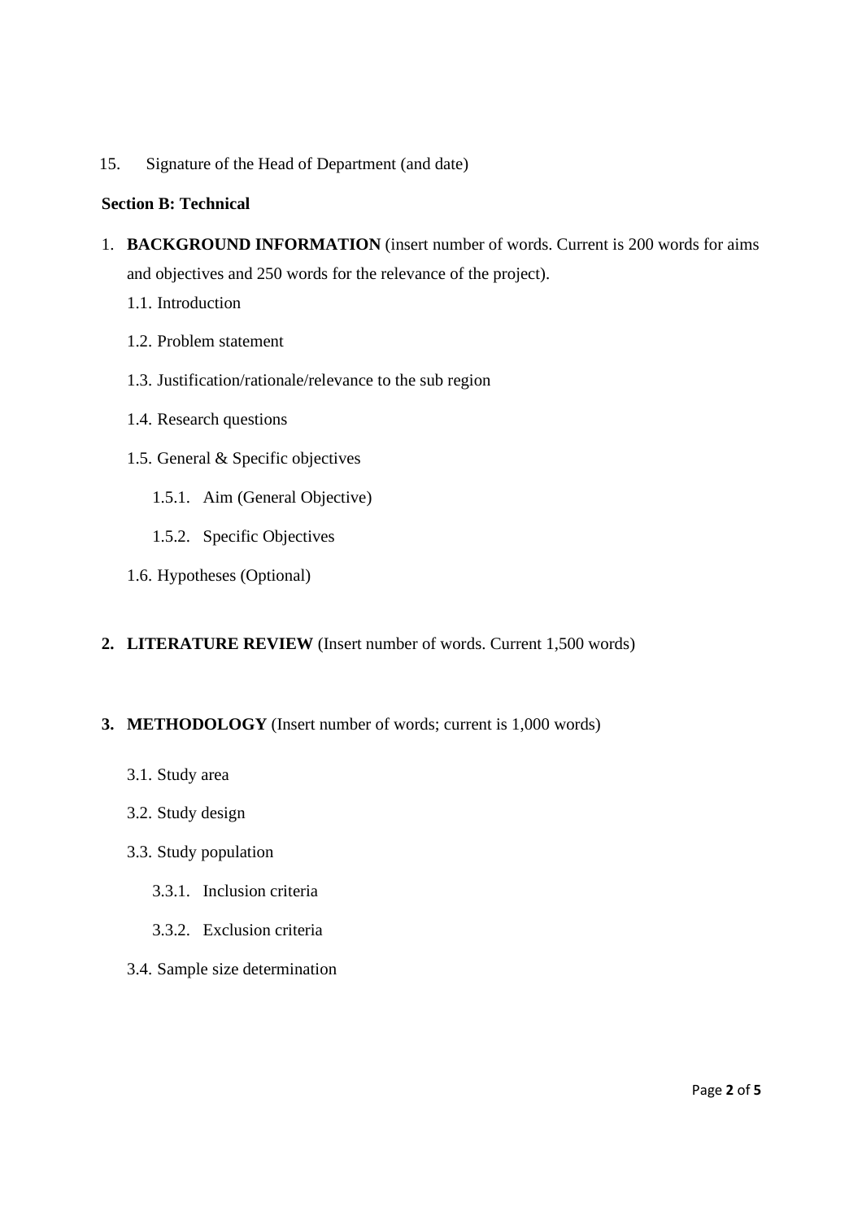15. Signature of the Head of Department (and date)

**Section B: Technical**

1. **BACKGROUND INFORMATION** (insert number of words. Current is 200 words for aims and objectives and 250 words for the relevance of the project).
    - 1.1. Introduction
    - 1.2. Problem statement
    - 1.3. Justification/rationale/relevance to the sub region
    - 1.4. Research questions
    - 1.5. General & Specific objectives
        - 1.5.1. Aim (General Objective)
        - 1.5.2. Specific Objectives
    - 1.6. Hypotheses (Optional)

2. **LITERATURE REVIEW** (Insert number of words. Current 1,500 words)

3. **METHODOLOGY** (Insert number of words; current is 1,000 words)
    - 3.1. Study area
    - 3.2. Study design
    - 3.3. Study population
        - 3.3.1. Inclusion criteria
        - 3.3.2. Exclusion criteria
    - 3.4. Sample size determination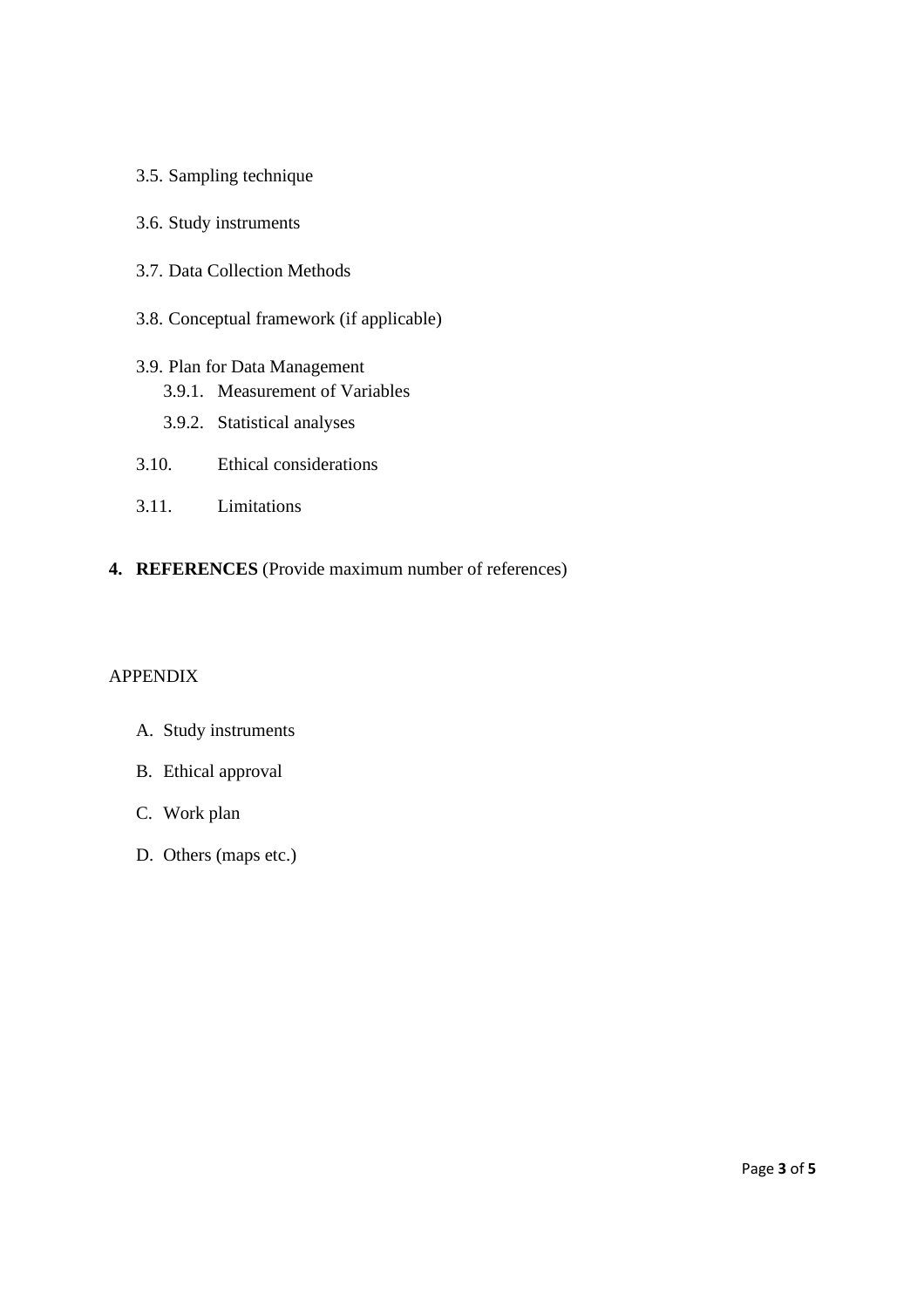3.5. Sampling technique

3.6. Study instruments

3.7. Data Collection Methods

3.8. Conceptual framework (if applicable)

3.9. Plan for Data Management

3.9.1. Measurement of Variables

3.9.2. Statistical analyses

3.10. Ethical considerations

3.11. Limitations

## 4. REFERENCES (Provide maximum number of references)

APPENDIX

A. Study instruments

B. Ethical approval

C. Work plan

D. Others (maps etc.)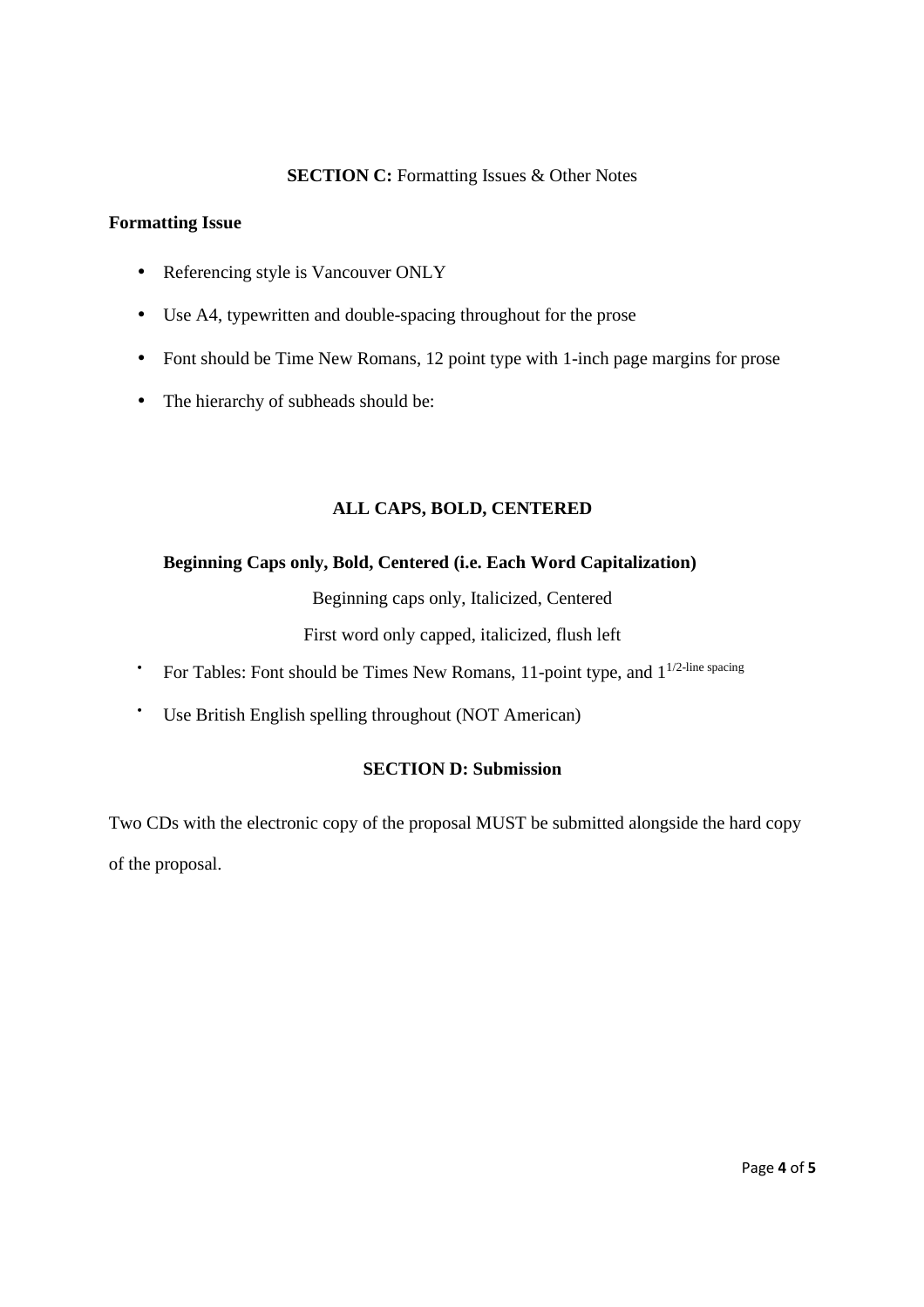**SECTION C:** Formatting Issues & Other Notes

**Formatting Issue**

- Referencing style is Vancouver ONLY
- Use A4, typewritten and double-spacing throughout for the prose
- Font should be Time New Romans, 12 point type with 1-inch page margins for prose
- The hierarchy of subheads should be:

**ALL CAPS, BOLD, CENTERED**

**Beginning Caps only, Bold, Centered (i.e. Each Word Capitalization)**

Beginning caps only, Italicized, Centered

First word only capped, italicized, flush left

- For Tables: Font should be Times New Romans, 11-point type, and $1^{1/2\text{-line spacing}}$
- Use British English spelling throughout (NOT American)

**SECTION D: Submission**

Two CDs with the electronic copy of the proposal MUST be submitted alongside the hard copy of the proposal.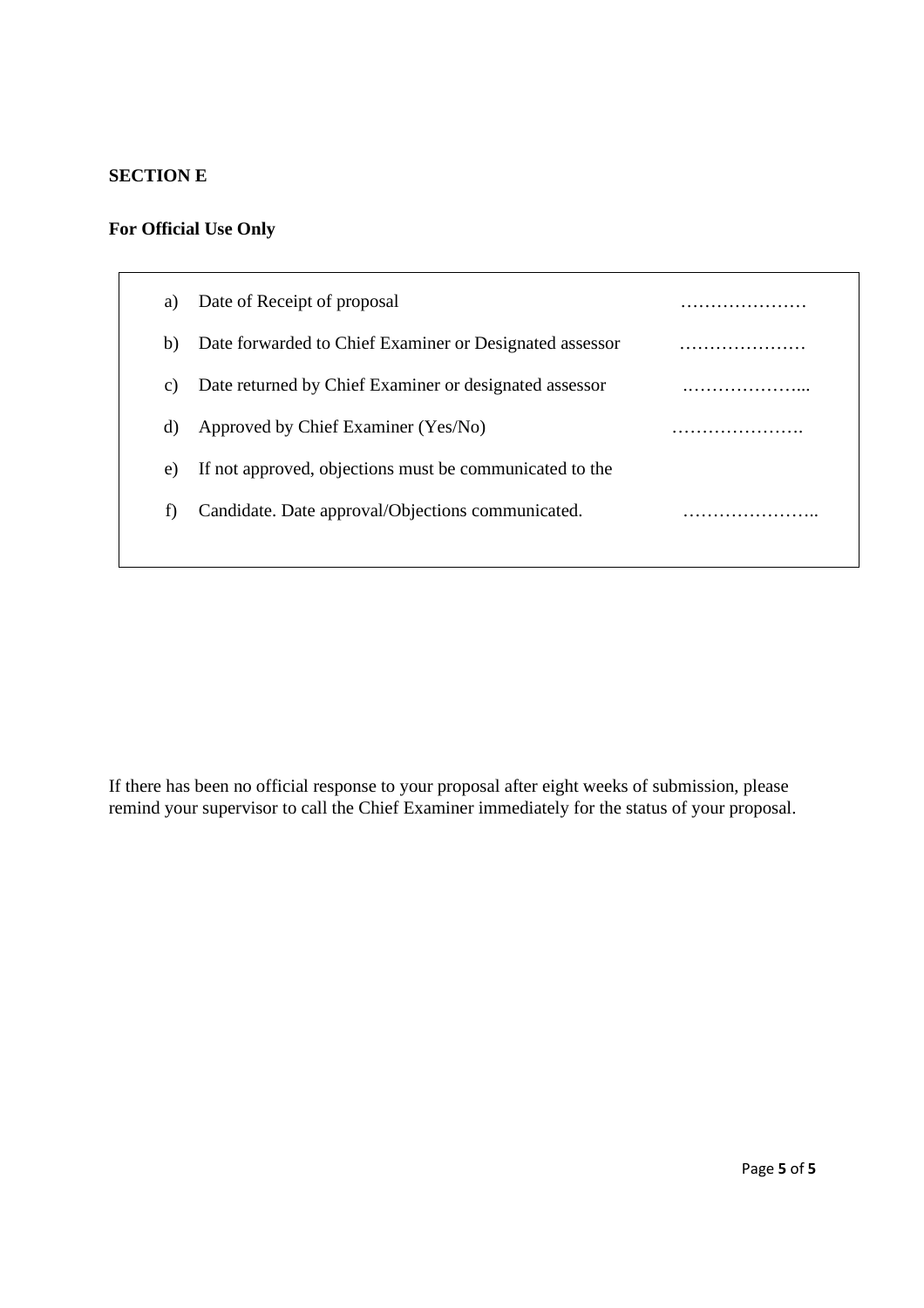**SECTION E**

**For Official Use Only**

a) Date of Receipt of proposal …………………

b) Date forwarded to Chief Examiner or Designated assessor …………………

c) Date returned by Chief Examiner or designated assessor .………………...

d) Approved by Chief Examiner (Yes/No) ………………….

e) If not approved, objections must be communicated to the

f) Candidate. Date approval/Objections communicated. …………………..

If there has been no official response to your proposal after eight weeks of submission, please remind your supervisor to call the Chief Examiner immediately for the status of your proposal.